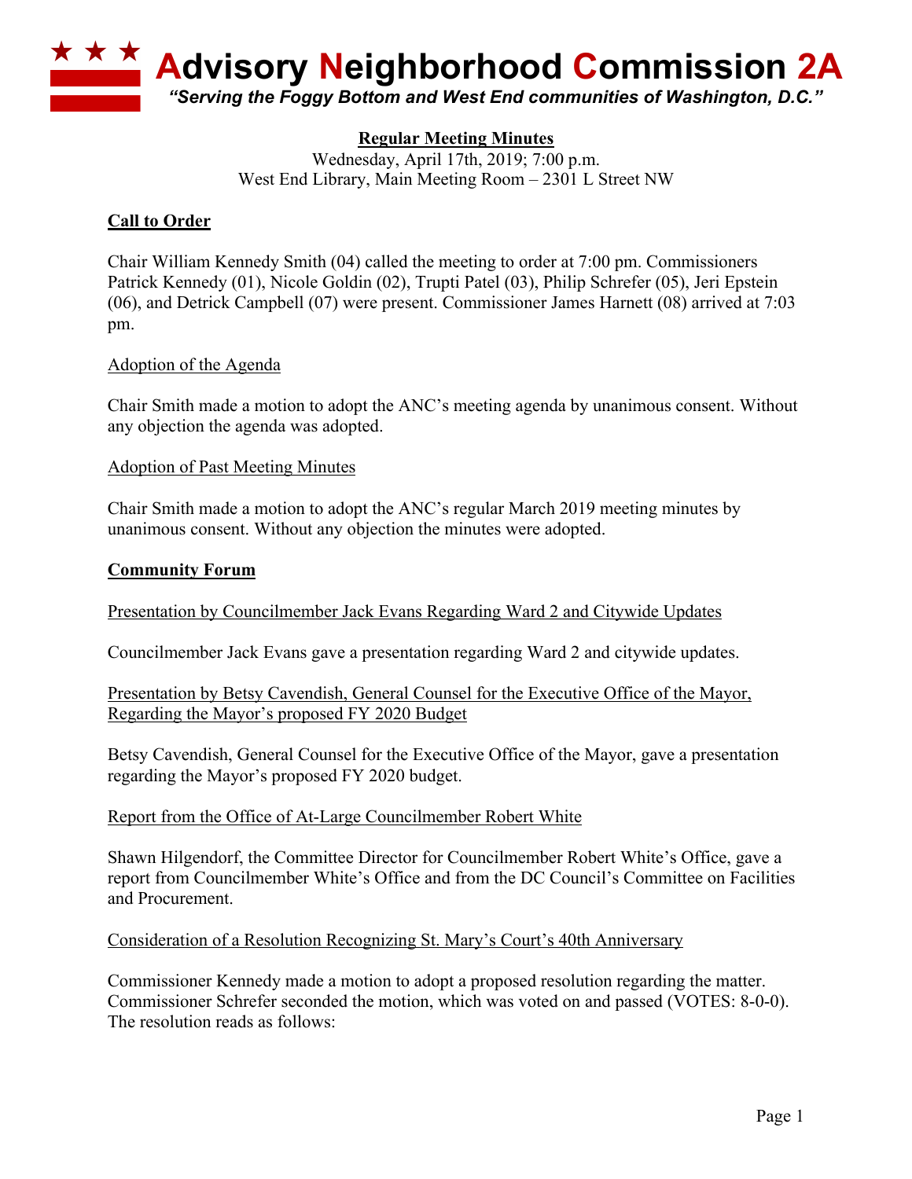# Advisory Neighborhood Commission 2A

*"Serving the Foggy Bottom and West End communities of Washington, D.C."*

**Regular Meeting Minutes**

Wednesday, April 17th, 2019; 7:00 p.m.
West End Library, Main Meeting Room – 2301 L Street NW

## Call to Order

Chair William Kennedy Smith (04) called the meeting to order at 7:00 pm. Commissioners Patrick Kennedy (01), Nicole Goldin (02), Trupti Patel (03), Philip Schrefer (05), Jeri Epstein (06), and Detrick Campbell (07) were present. Commissioner James Harnett (08) arrived at 7:03 pm.

### Adoption of the Agenda

Chair Smith made a motion to adopt the ANC's meeting agenda by unanimous consent. Without any objection the agenda was adopted.

### Adoption of Past Meeting Minutes

Chair Smith made a motion to adopt the ANC's regular March 2019 meeting minutes by unanimous consent. Without any objection the minutes were adopted.

## Community Forum

### Presentation by Councilmember Jack Evans Regarding Ward 2 and Citywide Updates

Councilmember Jack Evans gave a presentation regarding Ward 2 and citywide updates.

### Presentation by Betsy Cavendish, General Counsel for the Executive Office of the Mayor, Regarding the Mayor's proposed FY 2020 Budget

Betsy Cavendish, General Counsel for the Executive Office of the Mayor, gave a presentation regarding the Mayor's proposed FY 2020 budget.

### Report from the Office of At-Large Councilmember Robert White

Shawn Hilgendorf, the Committee Director for Councilmember Robert White's Office, gave a report from Councilmember White's Office and from the DC Council's Committee on Facilities and Procurement.

### Consideration of a Resolution Recognizing St. Mary's Court's 40th Anniversary

Commissioner Kennedy made a motion to adopt a proposed resolution regarding the matter. Commissioner Schrefer seconded the motion, which was voted on and passed (VOTES: 8-0-0). The resolution reads as follows: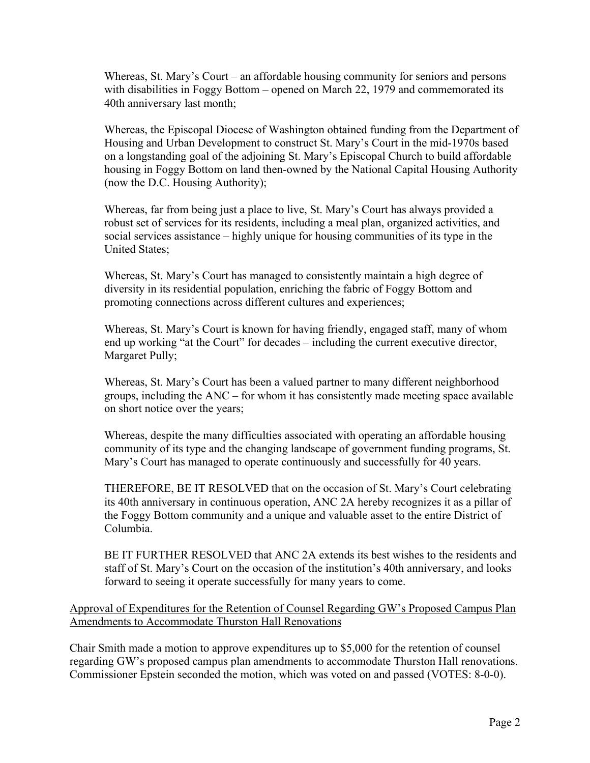Whereas, St. Mary's Court – an affordable housing community for seniors and persons with disabilities in Foggy Bottom – opened on March 22, 1979 and commemorated its 40th anniversary last month;

Whereas, the Episcopal Diocese of Washington obtained funding from the Department of Housing and Urban Development to construct St. Mary's Court in the mid-1970s based on a longstanding goal of the adjoining St. Mary's Episcopal Church to build affordable housing in Foggy Bottom on land then-owned by the National Capital Housing Authority (now the D.C. Housing Authority);

Whereas, far from being just a place to live, St. Mary's Court has always provided a robust set of services for its residents, including a meal plan, organized activities, and social services assistance – highly unique for housing communities of its type in the United States;

Whereas, St. Mary's Court has managed to consistently maintain a high degree of diversity in its residential population, enriching the fabric of Foggy Bottom and promoting connections across different cultures and experiences;

Whereas, St. Mary's Court is known for having friendly, engaged staff, many of whom end up working "at the Court" for decades – including the current executive director, Margaret Pully;

Whereas, St. Mary's Court has been a valued partner to many different neighborhood groups, including the ANC – for whom it has consistently made meeting space available on short notice over the years;

Whereas, despite the many difficulties associated with operating an affordable housing community of its type and the changing landscape of government funding programs, St. Mary's Court has managed to operate continuously and successfully for 40 years.

THEREFORE, BE IT RESOLVED that on the occasion of St. Mary's Court celebrating its 40th anniversary in continuous operation, ANC 2A hereby recognizes it as a pillar of the Foggy Bottom community and a unique and valuable asset to the entire District of Columbia.

BE IT FURTHER RESOLVED that ANC 2A extends its best wishes to the residents and staff of St. Mary's Court on the occasion of the institution's 40th anniversary, and looks forward to seeing it operate successfully for many years to come.

Approval of Expenditures for the Retention of Counsel Regarding GW's Proposed Campus Plan Amendments to Accommodate Thurston Hall Renovations

Chair Smith made a motion to approve expenditures up to $5,000 for the retention of counsel regarding GW's proposed campus plan amendments to accommodate Thurston Hall renovations. Commissioner Epstein seconded the motion, which was voted on and passed (VOTES: 8-0-0).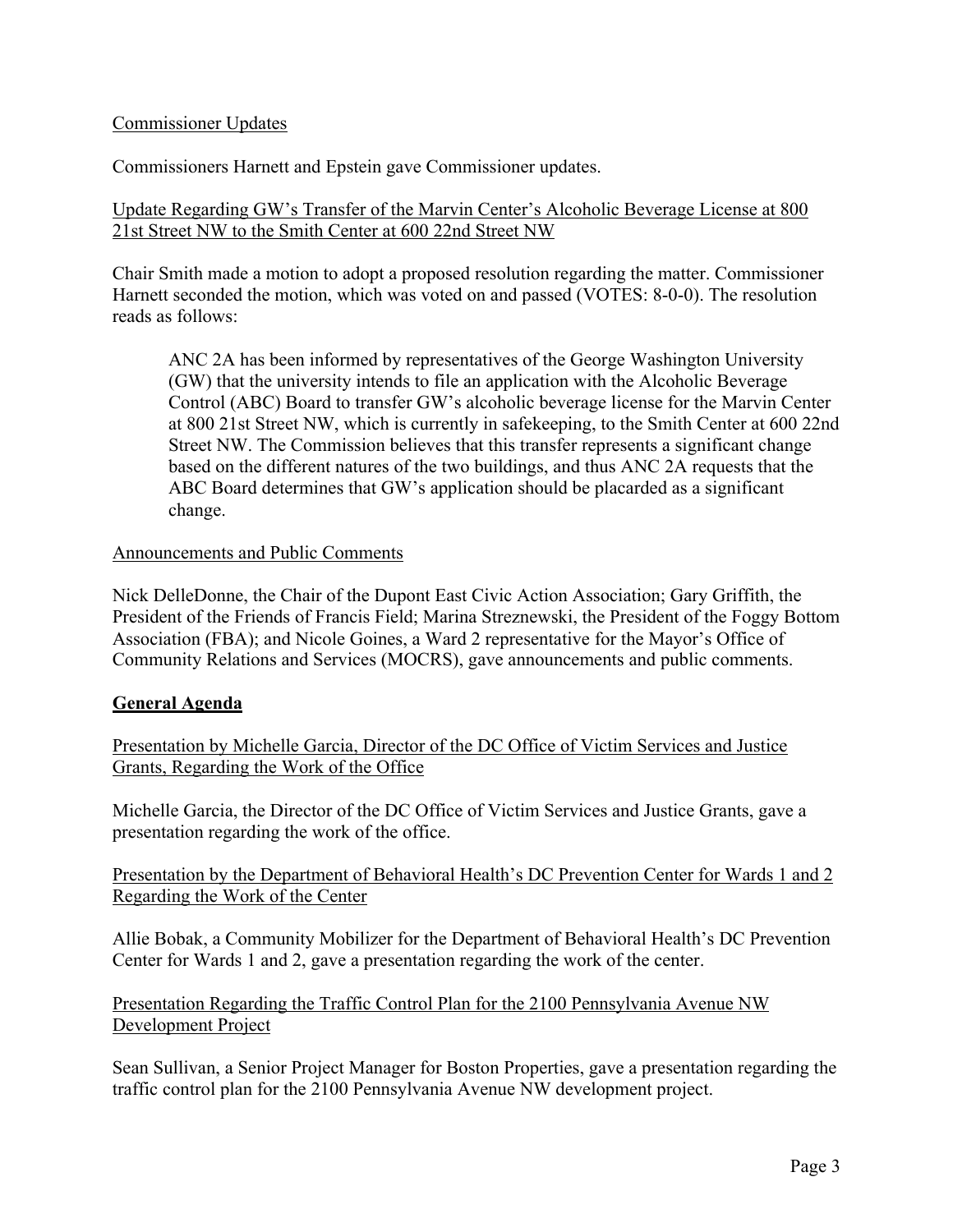Commissioner Updates

Commissioners Harnett and Epstein gave Commissioner updates.

Update Regarding GW's Transfer of the Marvin Center's Alcoholic Beverage License at 800 21st Street NW to the Smith Center at 600 22nd Street NW

Chair Smith made a motion to adopt a proposed resolution regarding the matter. Commissioner Harnett seconded the motion, which was voted on and passed (VOTES: 8-0-0). The resolution reads as follows:

> ANC 2A has been informed by representatives of the George Washington University (GW) that the university intends to file an application with the Alcoholic Beverage Control (ABC) Board to transfer GW's alcoholic beverage license for the Marvin Center at 800 21st Street NW, which is currently in safekeeping, to the Smith Center at 600 22nd Street NW. The Commission believes that this transfer represents a significant change based on the different natures of the two buildings, and thus ANC 2A requests that the ABC Board determines that GW's application should be placarded as a significant change.

Announcements and Public Comments

Nick DelleDonne, the Chair of the Dupont East Civic Action Association; Gary Griffith, the President of the Friends of Francis Field; Marina Streznewski, the President of the Foggy Bottom Association (FBA); and Nicole Goines, a Ward 2 representative for the Mayor's Office of Community Relations and Services (MOCRS), gave announcements and public comments.

**General Agenda**

Presentation by Michelle Garcia, Director of the DC Office of Victim Services and Justice Grants, Regarding the Work of the Office

Michelle Garcia, the Director of the DC Office of Victim Services and Justice Grants, gave a presentation regarding the work of the office.

Presentation by the Department of Behavioral Health's DC Prevention Center for Wards 1 and 2 Regarding the Work of the Center

Allie Bobak, a Community Mobilizer for the Department of Behavioral Health's DC Prevention Center for Wards 1 and 2, gave a presentation regarding the work of the center.

Presentation Regarding the Traffic Control Plan for the 2100 Pennsylvania Avenue NW Development Project

Sean Sullivan, a Senior Project Manager for Boston Properties, gave a presentation regarding the traffic control plan for the 2100 Pennsylvania Avenue NW development project.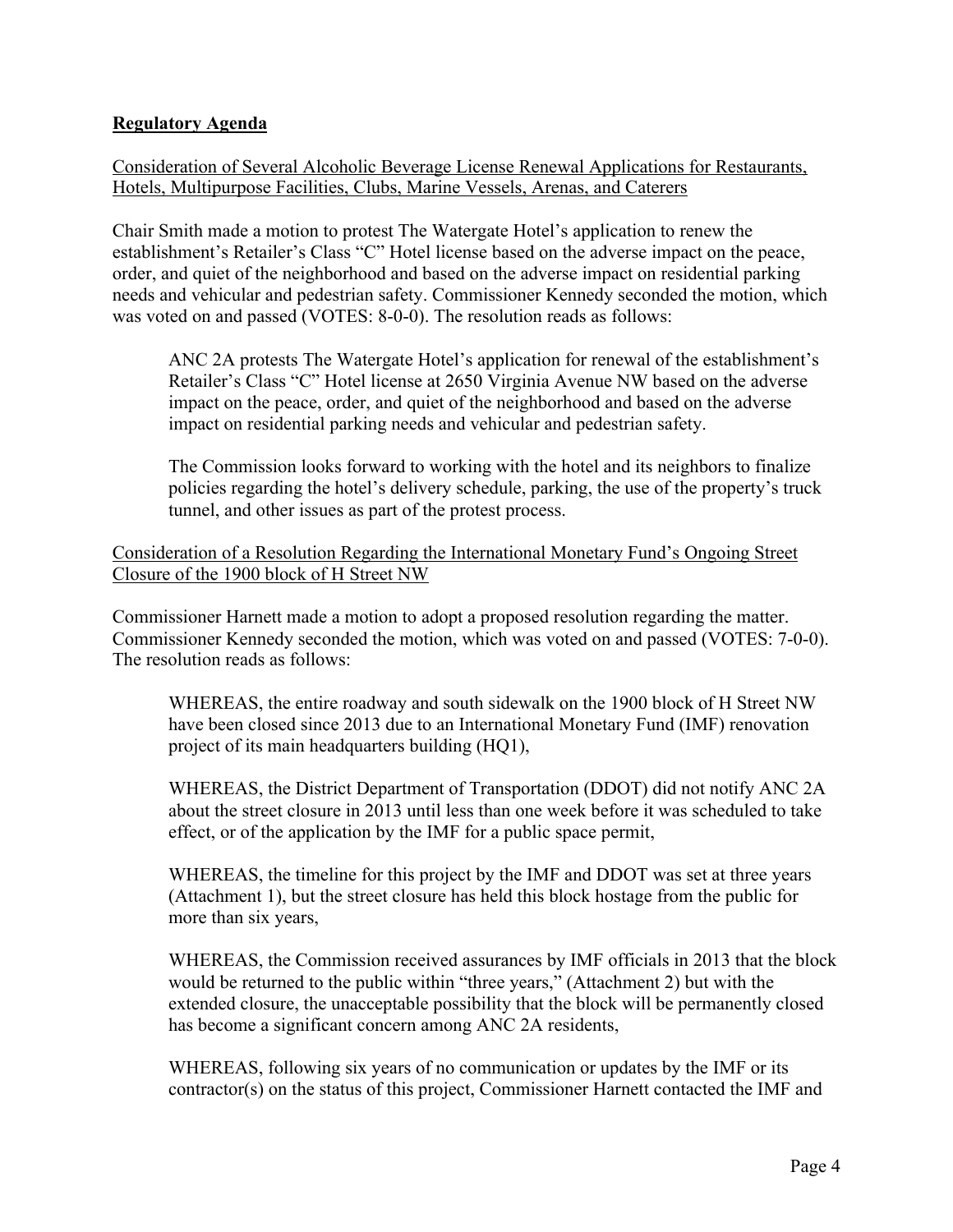## **Regulatory Agenda**

<u>Consideration of Several Alcoholic Beverage License Renewal Applications for Restaurants, Hotels, Multipurpose Facilities, Clubs, Marine Vessels, Arenas, and Caterers</u>

Chair Smith made a motion to protest The Watergate Hotel's application to renew the establishment's Retailer's Class "C" Hotel license based on the adverse impact on the peace, order, and quiet of the neighborhood and based on the adverse impact on residential parking needs and vehicular and pedestrian safety. Commissioner Kennedy seconded the motion, which was voted on and passed (VOTES: 8-0-0). The resolution reads as follows:

> ANC 2A protests The Watergate Hotel's application for renewal of the establishment's Retailer's Class "C" Hotel license at 2650 Virginia Avenue NW based on the adverse impact on the peace, order, and quiet of the neighborhood and based on the adverse impact on residential parking needs and vehicular and pedestrian safety.
>
> The Commission looks forward to working with the hotel and its neighbors to finalize policies regarding the hotel's delivery schedule, parking, the use of the property's truck tunnel, and other issues as part of the protest process.

<u>Consideration of a Resolution Regarding the International Monetary Fund's Ongoing Street Closure of the 1900 block of H Street NW</u>

Commissioner Harnett made a motion to adopt a proposed resolution regarding the matter. Commissioner Kennedy seconded the motion, which was voted on and passed (VOTES: 7-0-0). The resolution reads as follows:

> WHEREAS, the entire roadway and south sidewalk on the 1900 block of H Street NW have been closed since 2013 due to an International Monetary Fund (IMF) renovation project of its main headquarters building (HQ1),
>
> WHEREAS, the District Department of Transportation (DDOT) did not notify ANC 2A about the street closure in 2013 until less than one week before it was scheduled to take effect, or of the application by the IMF for a public space permit,
>
> WHEREAS, the timeline for this project by the IMF and DDOT was set at three years (Attachment 1), but the street closure has held this block hostage from the public for more than six years,
>
> WHEREAS, the Commission received assurances by IMF officials in 2013 that the block would be returned to the public within "three years," (Attachment 2) but with the extended closure, the unacceptable possibility that the block will be permanently closed has become a significant concern among ANC 2A residents,
>
> WHEREAS, following six years of no communication or updates by the IMF or its contractor(s) on the status of this project, Commissioner Harnett contacted the IMF and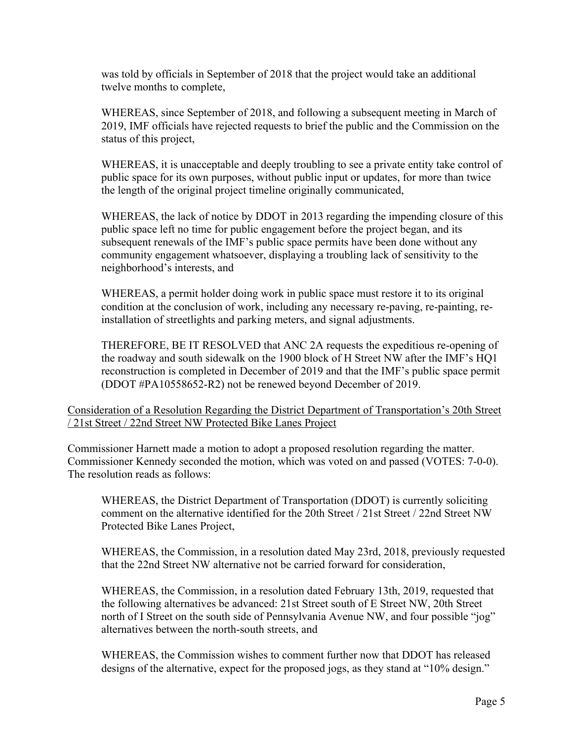was told by officials in September of 2018 that the project would take an additional twelve months to complete,

WHEREAS, since September of 2018, and following a subsequent meeting in March of 2019, IMF officials have rejected requests to brief the public and the Commission on the status of this project,

WHEREAS, it is unacceptable and deeply troubling to see a private entity take control of public space for its own purposes, without public input or updates, for more than twice the length of the original project timeline originally communicated,

WHEREAS, the lack of notice by DDOT in 2013 regarding the impending closure of this public space left no time for public engagement before the project began, and its subsequent renewals of the IMF's public space permits have been done without any community engagement whatsoever, displaying a troubling lack of sensitivity to the neighborhood's interests, and

WHEREAS, a permit holder doing work in public space must restore it to its original condition at the conclusion of work, including any necessary re-paving, re-painting, re-installation of streetlights and parking meters, and signal adjustments.

THEREFORE, BE IT RESOLVED that ANC 2A requests the expeditious re-opening of the roadway and south sidewalk on the 1900 block of H Street NW after the IMF's HQ1 reconstruction is completed in December of 2019 and that the IMF's public space permit (DDOT #PA10558652-R2) not be renewed beyond December of 2019.

<u>Consideration of a Resolution Regarding the District Department of Transportation's 20th Street / 21st Street / 22nd Street NW Protected Bike Lanes Project</u>

Commissioner Harnett made a motion to adopt a proposed resolution regarding the matter. Commissioner Kennedy seconded the motion, which was voted on and passed (VOTES: 7-0-0). The resolution reads as follows:

WHEREAS, the District Department of Transportation (DDOT) is currently soliciting comment on the alternative identified for the 20th Street / 21st Street / 22nd Street NW Protected Bike Lanes Project,

WHEREAS, the Commission, in a resolution dated May 23rd, 2018, previously requested that the 22nd Street NW alternative not be carried forward for consideration,

WHEREAS, the Commission, in a resolution dated February 13th, 2019, requested that the following alternatives be advanced: 21st Street south of E Street NW, 20th Street north of I Street on the south side of Pennsylvania Avenue NW, and four possible "jog" alternatives between the north-south streets, and

WHEREAS, the Commission wishes to comment further now that DDOT has released designs of the alternative, expect for the proposed jogs, as they stand at "10% design."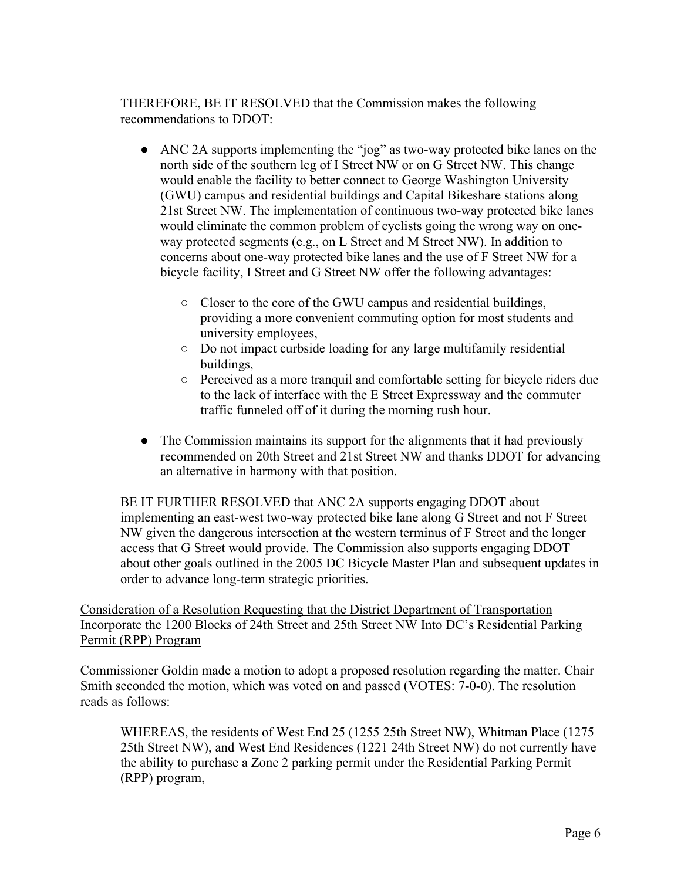THEREFORE, BE IT RESOLVED that the Commission makes the following recommendations to DDOT:

- ANC 2A supports implementing the "jog" as two-way protected bike lanes on the north side of the southern leg of I Street NW or on G Street NW. This change would enable the facility to better connect to George Washington University (GWU) campus and residential buildings and Capital Bikeshare stations along 21st Street NW. The implementation of continuous two-way protected bike lanes would eliminate the common problem of cyclists going the wrong way on one-way protected segments (e.g., on L Street and M Street NW). In addition to concerns about one-way protected bike lanes and the use of F Street NW for a bicycle facility, I Street and G Street NW offer the following advantages:
  - Closer to the core of the GWU campus and residential buildings, providing a more convenient commuting option for most students and university employees,
  - Do not impact curbside loading for any large multifamily residential buildings,
  - Perceived as a more tranquil and comfortable setting for bicycle riders due to the lack of interface with the E Street Expressway and the commuter traffic funneled off of it during the morning rush hour.
- The Commission maintains its support for the alignments that it had previously recommended on 20th Street and 21st Street NW and thanks DDOT for advancing an alternative in harmony with that position.

BE IT FURTHER RESOLVED that ANC 2A supports engaging DDOT about implementing an east-west two-way protected bike lane along G Street and not F Street NW given the dangerous intersection at the western terminus of F Street and the longer access that G Street would provide. The Commission also supports engaging DDOT about other goals outlined in the 2005 DC Bicycle Master Plan and subsequent updates in order to advance long-term strategic priorities.

<u>Consideration of a Resolution Requesting that the District Department of Transportation Incorporate the 1200 Blocks of 24th Street and 25th Street NW Into DC's Residential Parking Permit (RPP) Program</u>

Commissioner Goldin made a motion to adopt a proposed resolution regarding the matter. Chair Smith seconded the motion, which was voted on and passed (VOTES: 7-0-0). The resolution reads as follows:

WHEREAS, the residents of West End 25 (1255 25th Street NW), Whitman Place (1275 25th Street NW), and West End Residences (1221 24th Street NW) do not currently have the ability to purchase a Zone 2 parking permit under the Residential Parking Permit (RPP) program,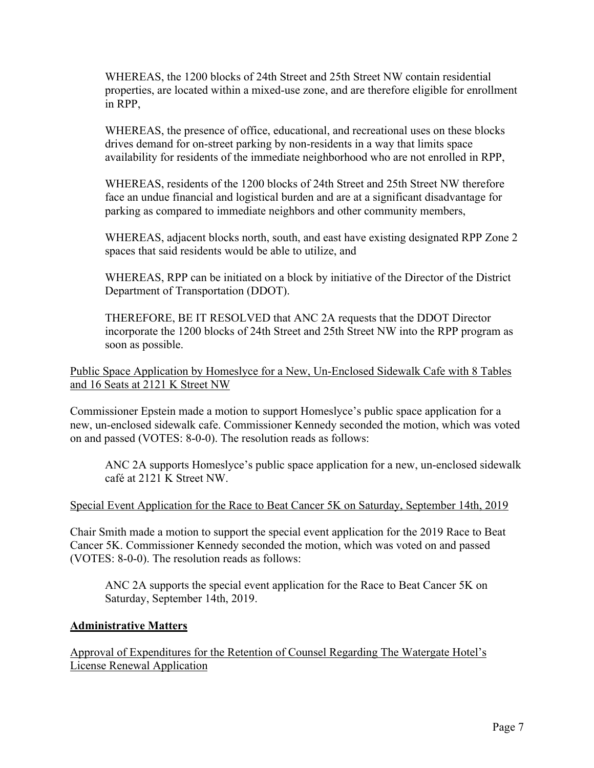WHEREAS, the 1200 blocks of 24th Street and 25th Street NW contain residential properties, are located within a mixed-use zone, and are therefore eligible for enrollment in RPP,

WHEREAS, the presence of office, educational, and recreational uses on these blocks drives demand for on-street parking by non-residents in a way that limits space availability for residents of the immediate neighborhood who are not enrolled in RPP,

WHEREAS, residents of the 1200 blocks of 24th Street and 25th Street NW therefore face an undue financial and logistical burden and are at a significant disadvantage for parking as compared to immediate neighbors and other community members,

WHEREAS, adjacent blocks north, south, and east have existing designated RPP Zone 2 spaces that said residents would be able to utilize, and

WHEREAS, RPP can be initiated on a block by initiative of the Director of the District Department of Transportation (DDOT).

THEREFORE, BE IT RESOLVED that ANC 2A requests that the DDOT Director incorporate the 1200 blocks of 24th Street and 25th Street NW into the RPP program as soon as possible.

Public Space Application by Homeslyce for a New, Un-Enclosed Sidewalk Cafe with 8 Tables and 16 Seats at 2121 K Street NW

Commissioner Epstein made a motion to support Homeslyce's public space application for a new, un-enclosed sidewalk cafe. Commissioner Kennedy seconded the motion, which was voted on and passed (VOTES: 8-0-0). The resolution reads as follows:

ANC 2A supports Homeslyce's public space application for a new, un-enclosed sidewalk café at 2121 K Street NW.

Special Event Application for the Race to Beat Cancer 5K on Saturday, September 14th, 2019

Chair Smith made a motion to support the special event application for the 2019 Race to Beat Cancer 5K. Commissioner Kennedy seconded the motion, which was voted on and passed (VOTES: 8-0-0). The resolution reads as follows:

ANC 2A supports the special event application for the Race to Beat Cancer 5K on Saturday, September 14th, 2019.

## Administrative Matters

Approval of Expenditures for the Retention of Counsel Regarding The Watergate Hotel's License Renewal Application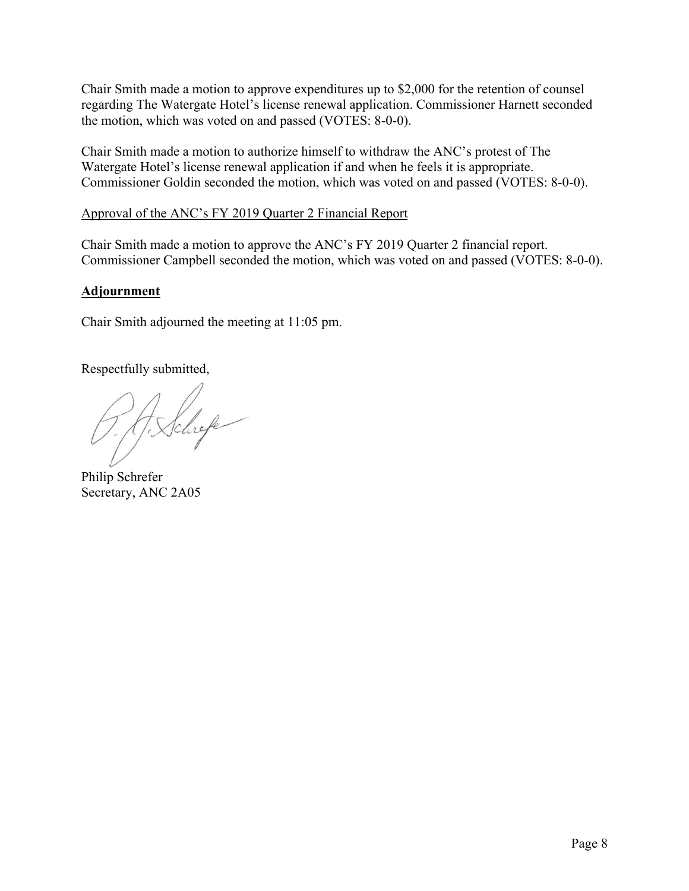Chair Smith made a motion to approve expenditures up to $2,000 for the retention of counsel regarding The Watergate Hotel's license renewal application. Commissioner Harnett seconded the motion, which was voted on and passed (VOTES: 8-0-0).

Chair Smith made a motion to authorize himself to withdraw the ANC's protest of The Watergate Hotel's license renewal application if and when he feels it is appropriate. Commissioner Goldin seconded the motion, which was voted on and passed (VOTES: 8-0-0).

Approval of the ANC's FY 2019 Quarter 2 Financial Report

Chair Smith made a motion to approve the ANC's FY 2019 Quarter 2 financial report. Commissioner Campbell seconded the motion, which was voted on and passed (VOTES: 8-0-0).

## **Adjournment**

Chair Smith adjourned the meeting at 11:05 pm.

Respectfully submitted,

Philip Schrefer
Secretary, ANC 2A05